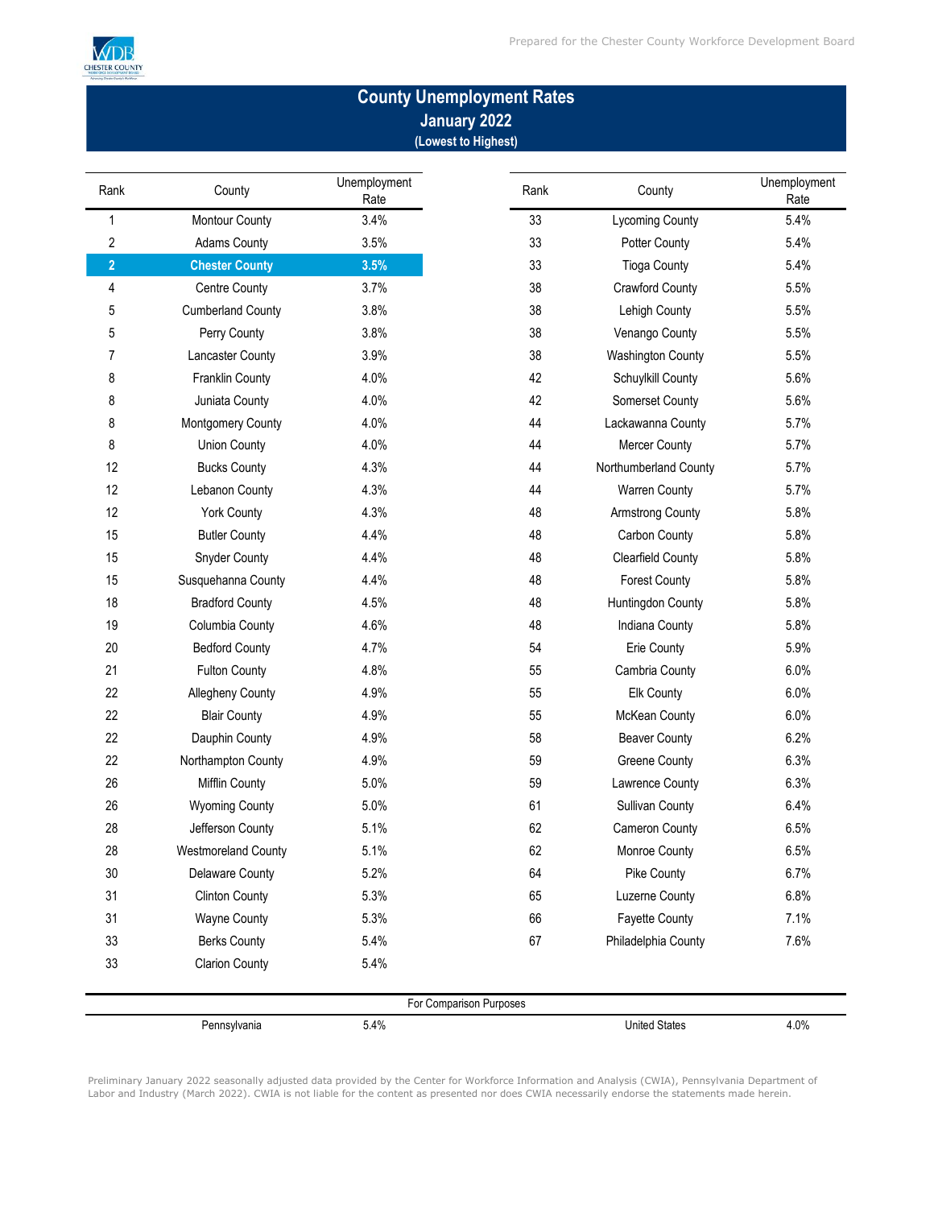# County Unemployment Rates

## January 2022

**(Lowest to Highest)**

| Rank | County | Unemployment Rate |
|---|---|---|
| 1 | Montour County | 3.4% |
| 2 | Adams County | 3.5% |
| **2** | **Chester County** | **3.5%** |
| 4 | Centre County | 3.7% |
| 5 | Cumberland County | 3.8% |
| 5 | Perry County | 3.8% |
| 7 | Lancaster County | 3.9% |
| 8 | Franklin County | 4.0% |
| 8 | Juniata County | 4.0% |
| 8 | Montgomery County | 4.0% |
| 8 | Union County | 4.0% |
| 12 | Bucks County | 4.3% |
| 12 | Lebanon County | 4.3% |
| 12 | York County | 4.3% |
| 15 | Butler County | 4.4% |
| 15 | Snyder County | 4.4% |
| 15 | Susquehanna County | 4.4% |
| 18 | Bradford County | 4.5% |
| 19 | Columbia County | 4.6% |
| 20 | Bedford County | 4.7% |
| 21 | Fulton County | 4.8% |
| 22 | Allegheny County | 4.9% |
| 22 | Blair County | 4.9% |
| 22 | Dauphin County | 4.9% |
| 22 | Northampton County | 4.9% |
| 26 | Mifflin County | 5.0% |
| 26 | Wyoming County | 5.0% |
| 28 | Jefferson County | 5.1% |
| 28 | Westmoreland County | 5.1% |
| 30 | Delaware County | 5.2% |
| 31 | Clinton County | 5.3% |
| 31 | Wayne County | 5.3% |
| 33 | Berks County | 5.4% |
| 33 | Clarion County | 5.4% |
| 33 | Lycoming County | 5.4% |
| 33 | Potter County | 5.4% |
| 33 | Tioga County | 5.4% |
| 38 | Crawford County | 5.5% |
| 38 | Lehigh County | 5.5% |
| 38 | Venango County | 5.5% |
| 38 | Washington County | 5.5% |
| 42 | Schuylkill County | 5.6% |
| 42 | Somerset County | 5.6% |
| 44 | Lackawanna County | 5.7% |
| 44 | Mercer County | 5.7% |
| 44 | Northumberland County | 5.7% |
| 44 | Warren County | 5.7% |
| 48 | Armstrong County | 5.8% |
| 48 | Carbon County | 5.8% |
| 48 | Clearfield County | 5.8% |
| 48 | Forest County | 5.8% |
| 48 | Huntingdon County | 5.8% |
| 48 | Indiana County | 5.8% |
| 54 | Erie County | 5.9% |
| 55 | Cambria County | 6.0% |
| 55 | Elk County | 6.0% |
| 55 | McKean County | 6.0% |
| 58 | Beaver County | 6.2% |
| 59 | Greene County | 6.3% |
| 59 | Lawrence County | 6.3% |
| 61 | Sullivan County | 6.4% |
| 62 | Cameron County | 6.5% |
| 62 | Monroe County | 6.5% |
| 64 | Pike County | 6.7% |
| 65 | Luzerne County | 6.8% |
| 66 | Fayette County | 7.1% |
| 67 | Philadelphia County | 7.6% |

**For Comparison Purposes**

| Area | Unemployment Rate |
|---|---|
| Pennsylvania | 5.4% |
| United States | 4.0% |

Preliminary January 2022 seasonally adjusted data provided by the Center for Workforce Information and Analysis (CWIA), Pennsylvania Department of Labor and Industry (March 2022). CWIA is not liable for the content as presented nor does CWIA necessarily endorse the statements made herein.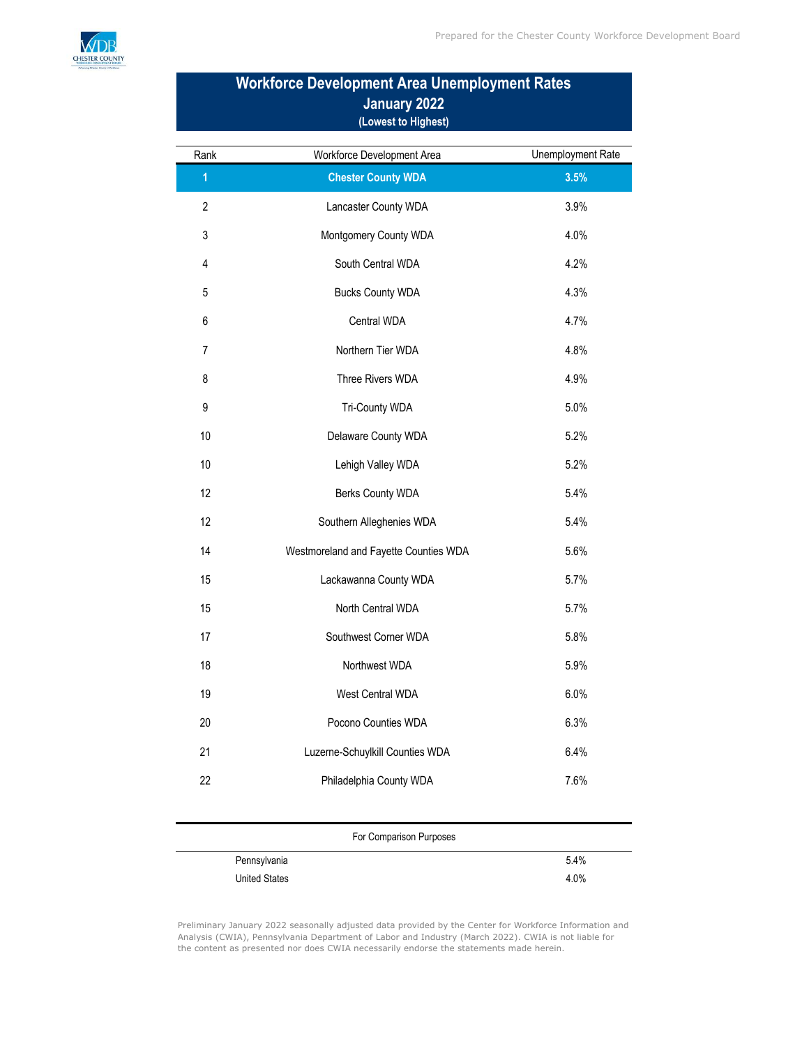# Workforce Development Area Unemployment Rates

## January 2022

**(Lowest to Highest)**

| Rank | Workforce Development Area | Unemployment Rate |
|---|---|---|
| **1** | **Chester County WDA** | **3.5%** |
| 2 | Lancaster County WDA | 3.9% |
| 3 | Montgomery County WDA | 4.0% |
| 4 | South Central WDA | 4.2% |
| 5 | Bucks County WDA | 4.3% |
| 6 | Central WDA | 4.7% |
| 7 | Northern Tier WDA | 4.8% |
| 8 | Three Rivers WDA | 4.9% |
| 9 | Tri-County WDA | 5.0% |
| 10 | Delaware County WDA | 5.2% |
| 10 | Lehigh Valley WDA | 5.2% |
| 12 | Berks County WDA | 5.4% |
| 12 | Southern Alleghenies WDA | 5.4% |
| 14 | Westmoreland and Fayette Counties WDA | 5.6% |
| 15 | Lackawanna County WDA | 5.7% |
| 15 | North Central WDA | 5.7% |
| 17 | Southwest Corner WDA | 5.8% |
| 18 | Northwest WDA | 5.9% |
| 19 | West Central WDA | 6.0% |
| 20 | Pocono Counties WDA | 6.3% |
| 21 | Luzerne-Schuylkill Counties WDA | 6.4% |
| 22 | Philadelphia County WDA | 7.6% |

| For Comparison Purposes | |
|---|---|
| Pennsylvania | 5.4% |
| United States | 4.0% |

Preliminary January 2022 seasonally adjusted data provided by the Center for Workforce Information and Analysis (CWIA), Pennsylvania Department of Labor and Industry (March 2022). CWIA is not liable for the content as presented nor does CWIA necessarily endorse the statements made herein.